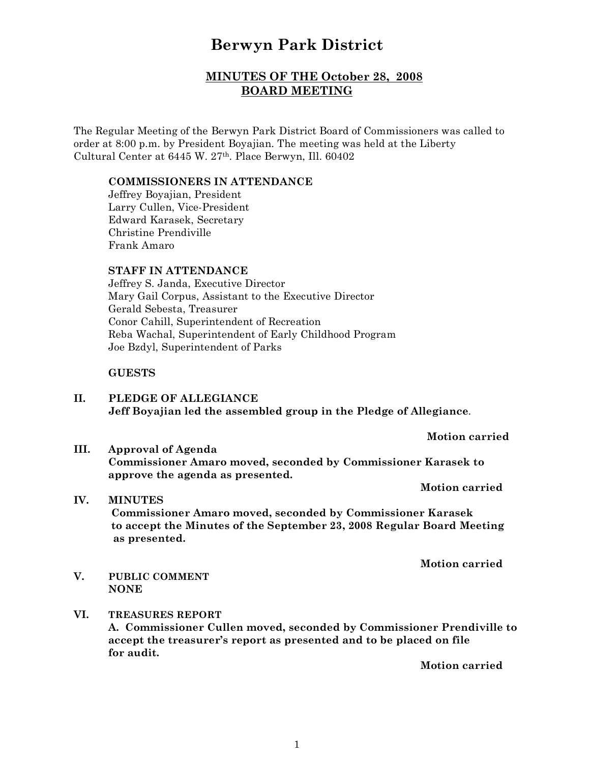# Berwyn Park District

## MINUTES OF THE October 28, 2008 BOARD MEETING

The Regular Meeting of the Berwyn Park District Board of Commissioners was called to order at 8:00 p.m. by President Boyajian. The meeting was held at the Liberty Cultural Center at 6445 W. 27th. Place Berwyn, Ill. 60402

**COMMISSIONERS IN ATTENDANCE**

Jeffrey Boyajian, President
Larry Cullen, Vice-President
Edward Karasek, Secretary
Christine Prendiville
Frank Amaro

**STAFF IN ATTENDANCE**

Jeffrey S. Janda, Executive Director
Mary Gail Corpus, Assistant to the Executive Director
Gerald Sebesta, Treasurer
Conor Cahill, Superintendent of Recreation
Reba Wachal, Superintendent of Early Childhood Program
Joe Bzdyl, Superintendent of Parks

**GUESTS**

**II. PLEDGE OF ALLEGIANCE**
**Jeff Boyajian led the assembled group in the Pledge of Allegiance**.

**Motion carried**

**III. Approval of Agenda**
**Commissioner Amaro moved, seconded by Commissioner Karasek to approve the agenda as presented.**

**Motion carried**

**IV. MINUTES**
**Commissioner Amaro moved, seconded by Commissioner Karasek to accept the Minutes of the September 23, 2008 Regular Board Meeting as presented.**

**Motion carried**

**V. PUBLIC COMMENT**
**NONE**

**VI. TREASURES REPORT**
**A. Commissioner Cullen moved, seconded by Commissioner Prendiville to accept the treasurer's report as presented and to be placed on file for audit.**

**Motion carried**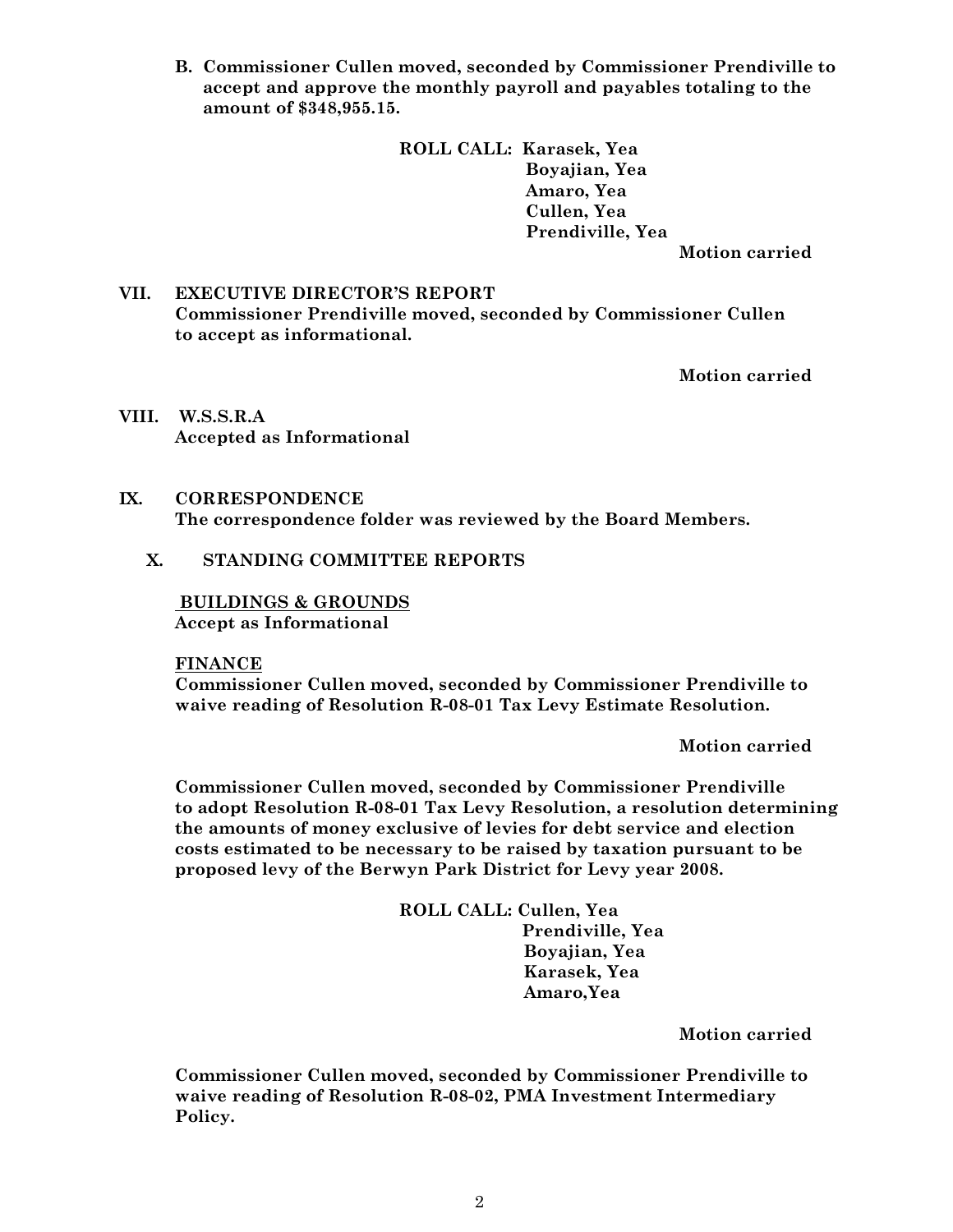**B. Commissioner Cullen moved, seconded by Commissioner Prendiville to accept and approve the monthly payroll and payables totaling to the amount of $348,955.15.**

**ROLL CALL: Karasek, Yea**
**Boyajian, Yea**
**Amaro, Yea**
**Cullen, Yea**
**Prendiville, Yea**

**Motion carried**

**VII. EXECUTIVE DIRECTOR'S REPORT**

**Commissioner Prendiville moved, seconded by Commissioner Cullen to accept as informational.**

**Motion carried**

**VIII. W.S.S.R.A**

**Accepted as Informational**

**IX. CORRESPONDENCE**

**The correspondence folder was reviewed by the Board Members.**

**X. STANDING COMMITTEE REPORTS**

**<u>BUILDINGS & GROUNDS</u>**

**Accept as Informational**

**<u>FINANCE</u>**

**Commissioner Cullen moved, seconded by Commissioner Prendiville to waive reading of Resolution R-08-01 Tax Levy Estimate Resolution.**

**Motion carried**

**Commissioner Cullen moved, seconded by Commissioner Prendiville to adopt Resolution R-08-01 Tax Levy Resolution, a resolution determining the amounts of money exclusive of levies for debt service and election costs estimated to be necessary to be raised by taxation pursuant to be proposed levy of the Berwyn Park District for Levy year 2008.**

**ROLL CALL: Cullen, Yea**
**Prendiville, Yea**
**Boyajian, Yea**
**Karasek, Yea**
**Amaro,Yea**

**Motion carried**

**Commissioner Cullen moved, seconded by Commissioner Prendiville to waive reading of Resolution R-08-02, PMA Investment Intermediary Policy.**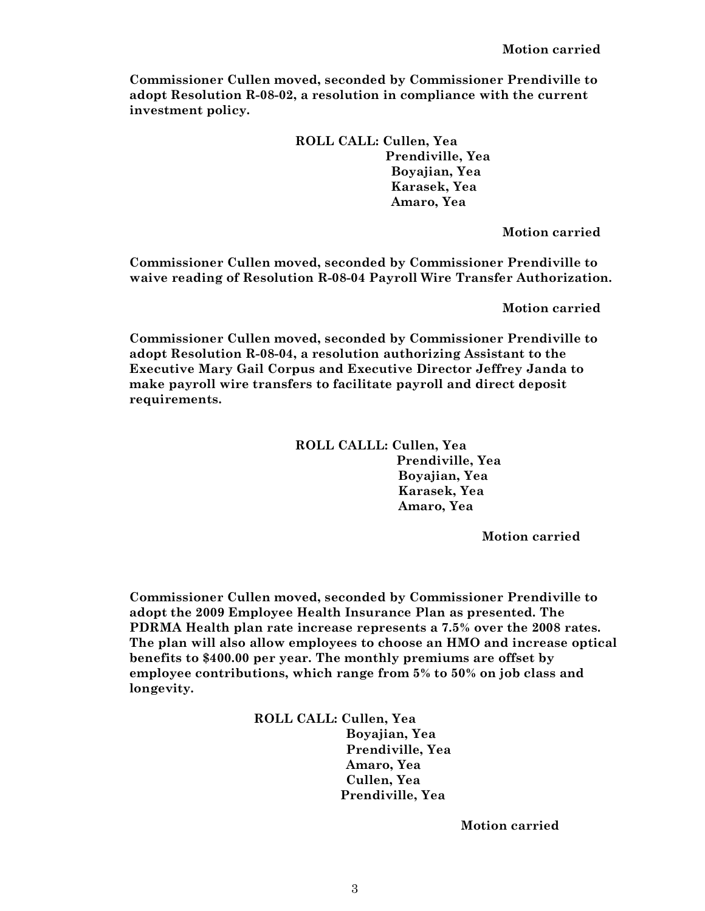**Motion carried**

**Commissioner Cullen moved, seconded by Commissioner Prendiville to adopt Resolution R-08-02, a resolution in compliance with the current investment policy.**

**ROLL CALL: Cullen, Yea**
**Prendiville, Yea**
**Boyajian, Yea**
**Karasek, Yea**
**Amaro, Yea**

**Motion carried**

**Commissioner Cullen moved, seconded by Commissioner Prendiville to waive reading of Resolution R-08-04 Payroll Wire Transfer Authorization.**

**Motion carried**

**Commissioner Cullen moved, seconded by Commissioner Prendiville to adopt Resolution R-08-04, a resolution authorizing Assistant to the Executive Mary Gail Corpus and Executive Director Jeffrey Janda to make payroll wire transfers to facilitate payroll and direct deposit requirements.**

**ROLL CALLL: Cullen, Yea**
**Prendiville, Yea**
**Boyajian, Yea**
**Karasek, Yea**
**Amaro, Yea**

**Motion carried**

**Commissioner Cullen moved, seconded by Commissioner Prendiville to adopt the 2009 Employee Health Insurance Plan as presented. The PDRMA Health plan rate increase represents a 7.5% over the 2008 rates. The plan will also allow employees to choose an HMO and increase optical benefits to $400.00 per year. The monthly premiums are offset by employee contributions, which range from 5% to 50% on job class and longevity.**

**ROLL CALL: Cullen, Yea**
**Boyajian, Yea**
**Prendiville, Yea**
**Amaro, Yea**
**Cullen, Yea**
**Prendiville, Yea**

**Motion carried**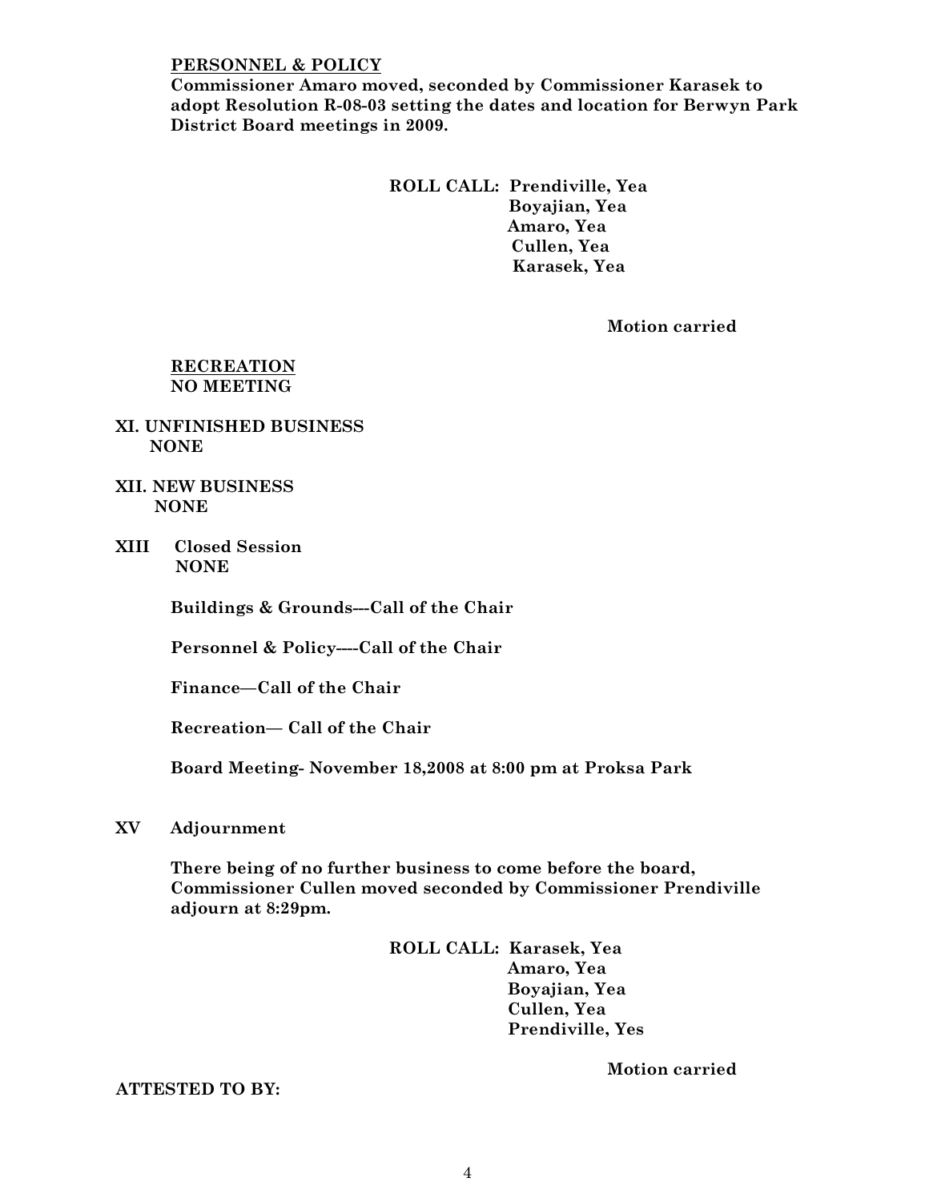**<u>PERSONNEL & POLICY</u>**

**Commissioner Amaro moved, seconded by Commissioner Karasek to adopt Resolution R-08-03 setting the dates and location for Berwyn Park District Board meetings in 2009.**

**ROLL CALL: Prendiville, Yea**
**Boyajian, Yea**
**Amaro, Yea**
**Cullen, Yea**
**Karasek, Yea**

**Motion carried**

**<u>RECREATION</u>**
**NO MEETING**

**XI. UNFINISHED BUSINESS**
**NONE**

**XII. NEW BUSINESS**
**NONE**

**XIII Closed Session**
**NONE**

**Buildings & Grounds---Call of the Chair**

**Personnel & Policy----Call of the Chair**

**Finance—Call of the Chair**

**Recreation— Call of the Chair**

**Board Meeting- November 18,2008 at 8:00 pm at Proksa Park**

**XV Adjournment**

**There being of no further business to come before the board, Commissioner Cullen moved seconded by Commissioner Prendiville adjourn at 8:29pm.**

**ROLL CALL: Karasek, Yea**
**Amaro, Yea**
**Boyajian, Yea**
**Cullen, Yea**
**Prendiville, Yes**

**Motion carried**

**ATTESTED TO BY:**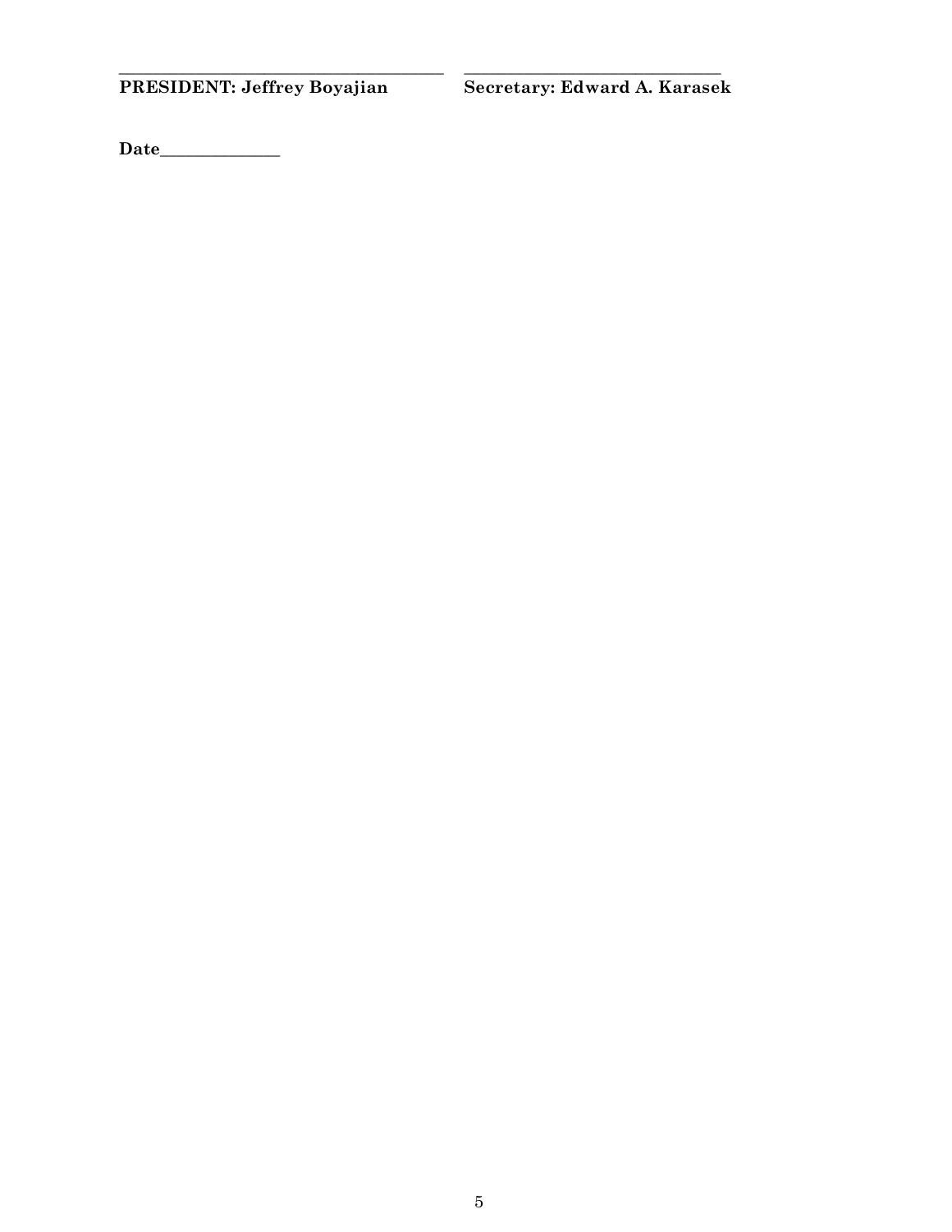______________________________________ ______________________________

**PRESIDENT: Jeffrey Boyajian** **Secretary: Edward A. Karasek**

**Date______________**